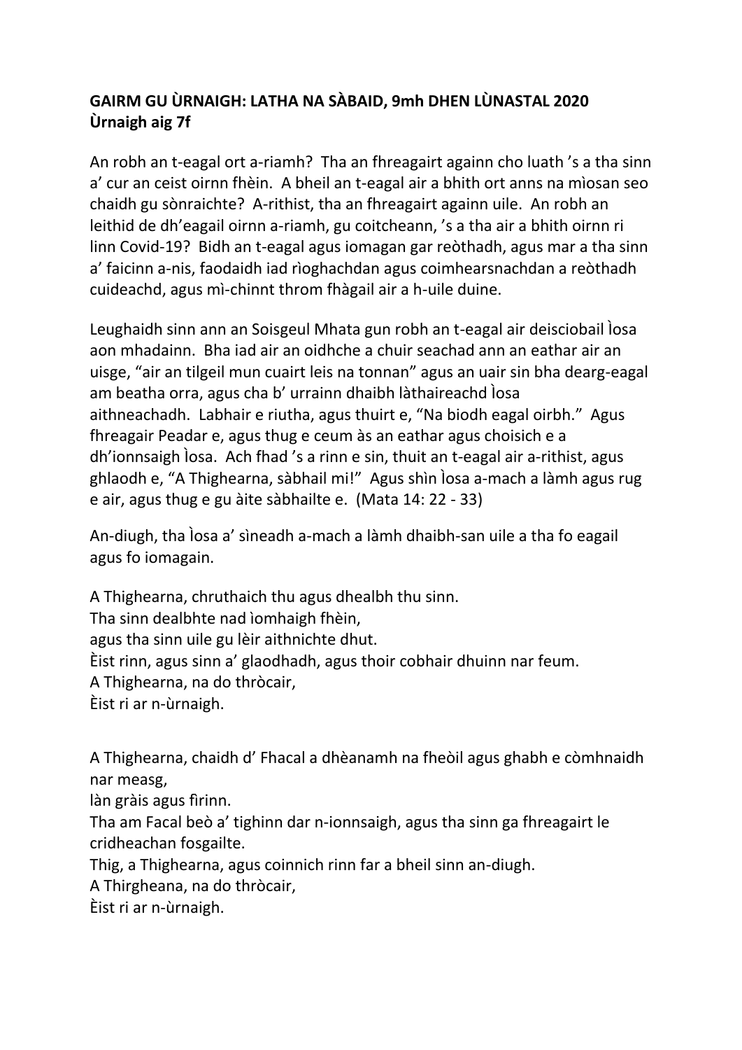**GAIRM GU ÙRNAIGH: LATHA NA SÀBAID, 9mh DHEN LÙNASTAL 2020**
**Ùrnaigh aig 7f**

An robh an t-eagal ort a-riamh? Tha an fhreagairt againn cho luath 's a tha sinn a' cur an ceist oirnn fhèin. A bheil an t-eagal air a bhith ort anns na mìosan seo chaidh gu sònraichte? A-rithist, tha an fhreagairt againn uile. An robh an leithid de dh'eagail oirnn a-riamh, gu coitcheann, 's a tha air a bhith oirnn ri linn Covid-19? Bidh an t-eagal agus iomagan gar reòthadh, agus mar a tha sinn a' faicinn a-nis, faodaidh iad rìoghachdan agus coimhearsnachdan a reòthadh cuideachd, agus mì-chinnt throm fhàgail air a h-uile duine.

Leughaidh sinn ann an Soisgeul Mhata gun robh an t-eagal air deisciobail Ìosa aon mhadainn. Bha iad air an oidhche a chuir seachad ann an eathar air an uisge, "air an tilgeil mun cuairt leis na tonnan" agus an uair sin bha dearg-eagal am beatha orra, agus cha b' urrainn dhaibh làthaireachd Ìosa aithneachadh. Labhair e riutha, agus thuirt e, "Na biodh eagal oirbh." Agus fhreagair Peadar e, agus thug e ceum às an eathar agus choisich e a dh'ionnsaigh Ìosa. Ach fhad 's a rinn e sin, thuit an t-eagal air a-rithist, agus ghlaodh e, "A Thighearna, sàbhail mi!" Agus shìn Ìosa a-mach a làmh agus rug e air, agus thug e gu àite sàbhailte e. (Mata 14: 22 - 33)

An-diugh, tha Ìosa a' sìneadh a-mach a làmh dhaibh-san uile a tha fo eagail agus fo iomagain.

A Thighearna, chruthaich thu agus dhealbh thu sinn.
Tha sinn dealbhte nad ìomhaigh fhèin,
agus tha sinn uile gu lèir aithnichte dhut.
Èist rinn, agus sinn a' glaodhadh, agus thoir cobhair dhuinn nar feum.
A Thighearna, na do thròcair,
Èist ri ar n-ùrnaigh.

A Thighearna, chaidh d' Fhacal a dhèanamh na fheòil agus ghabh e còmhnaidh nar measg,
làn gràis agus fìrinn.
Tha am Facal beò a' tighinn dar n-ionnsaigh, agus tha sinn ga fhreagairt le cridheachan fosgailte.
Thig, a Thighearna, agus coinnich rinn far a bheil sinn an-diugh.
A Thirgheana, na do thròcair,
Èist ri ar n-ùrnaigh.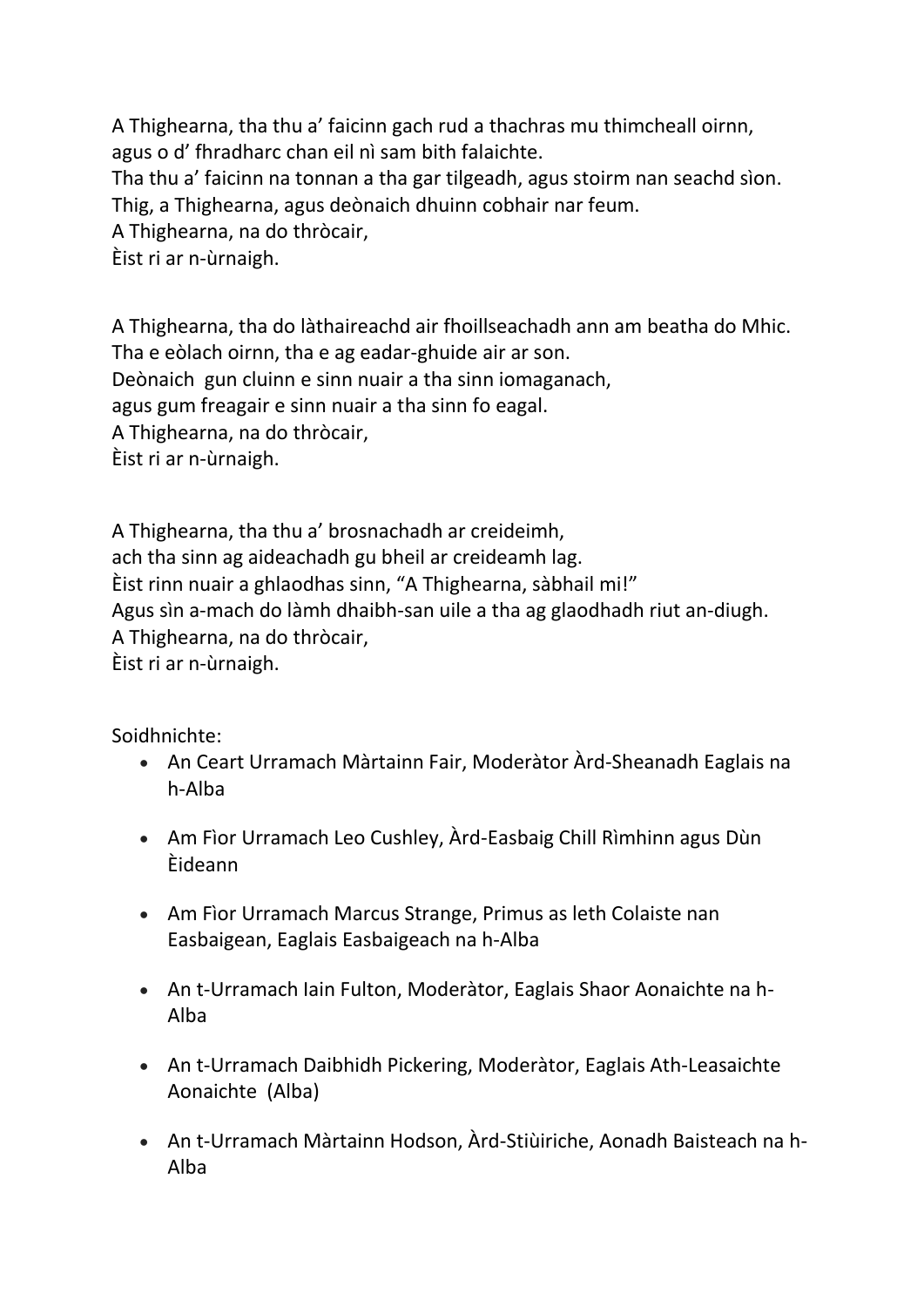A Thighearna, tha thu a' faicinn gach rud a thachras mu thimcheall oirnn,
agus o d' fhradharc chan eil nì sam bith falaichte.
Tha thu a' faicinn na tonnan a tha gar tilgeadh, agus stoirm nan seachd sìon.
Thig, a Thighearna, agus deònaich dhuinn cobhair nar feum.
A Thighearna, na do thròcair,
Èist ri ar n-ùrnaigh.

A Thighearna, tha do làthaireachd air fhoillseachadh ann am beatha do Mhic.
Tha e eòlach oirnn, tha e ag eadar-ghuide air ar son.
Deònaich gun cluinn e sinn nuair a tha sinn iomaganach,
agus gum freagair e sinn nuair a tha sinn fo eagal.
A Thighearna, na do thròcair,
Èist ri ar n-ùrnaigh.

A Thighearna, tha thu a' brosnachadh ar creideimh,
ach tha sinn ag aideachadh gu bheil ar creideamh lag.
Èist rinn nuair a ghlaodhas sinn, "A Thighearna, sàbhail mi!"
Agus sìn a-mach do làmh dhaibh-san uile a tha ag glaodhadh riut an-diugh.
A Thighearna, na do thròcair,
Èist ri ar n-ùrnaigh.

Soidhnichte:

- An Ceart Urramach Màrtainn Fair, Moderàtor Àrd-Sheanadh Eaglais na h-Alba
- Am Fìor Urramach Leo Cushley, Àrd-Easbaig Chill Rìmhinn agus Dùn Èideann
- Am Fìor Urramach Marcus Strange, Primus as leth Colaiste nan Easbaigean, Eaglais Easbaigeach na h-Alba
- An t-Urramach Iain Fulton, Moderàtor, Eaglais Shaor Aonaichte na h-Alba
- An t-Urramach Daibhidh Pickering, Moderàtor, Eaglais Ath-Leasaichte Aonaichte (Alba)
- An t-Urramach Màrtainn Hodson, Àrd-Stiùiriche, Aonadh Baisteach na h-Alba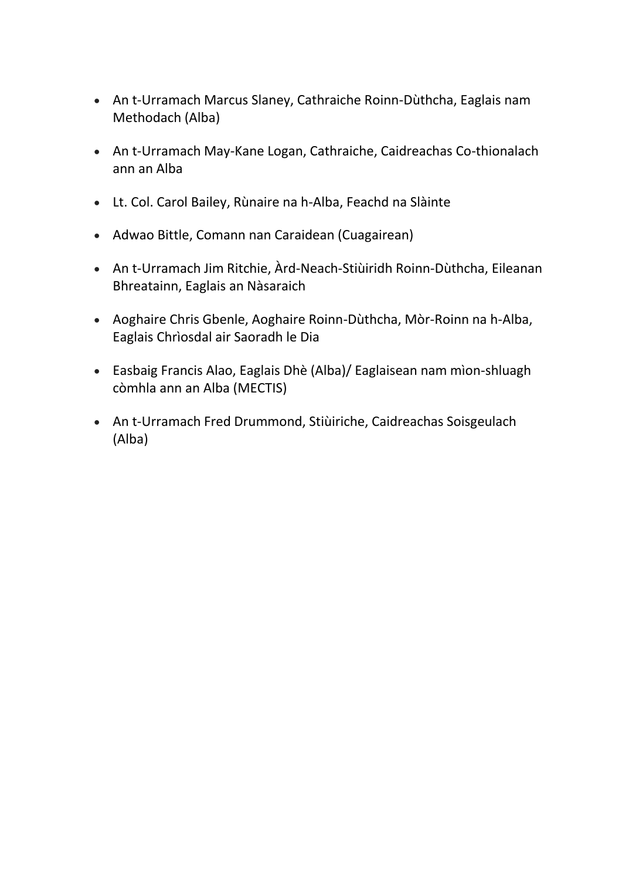- An t-Urramach Marcus Slaney, Cathraiche Roinn-Dùthcha, Eaglais nam Methodach (Alba)
- An t-Urramach May-Kane Logan, Cathraiche, Caidreachas Co-thionalach ann an Alba
- Lt. Col. Carol Bailey, Rùnaire na h-Alba, Feachd na Slàinte
- Adwao Bittle, Comann nan Caraidean (Cuagairean)
- An t-Urramach Jim Ritchie, Àrd-Neach-Stiùiridh Roinn-Dùthcha, Eileanan Bhreatainn, Eaglais an Nàsaraich
- Aoghaire Chris Gbenle, Aoghaire Roinn-Dùthcha, Mòr-Roinn na h-Alba, Eaglais Chrìosdal air Saoradh le Dia
- Easbaig Francis Alao, Eaglais Dhè (Alba)/ Eaglaisean nam mìon-shluagh còmhla ann an Alba (MECTIS)
- An t-Urramach Fred Drummond, Stiùiriche, Caidreachas Soisgeulach (Alba)